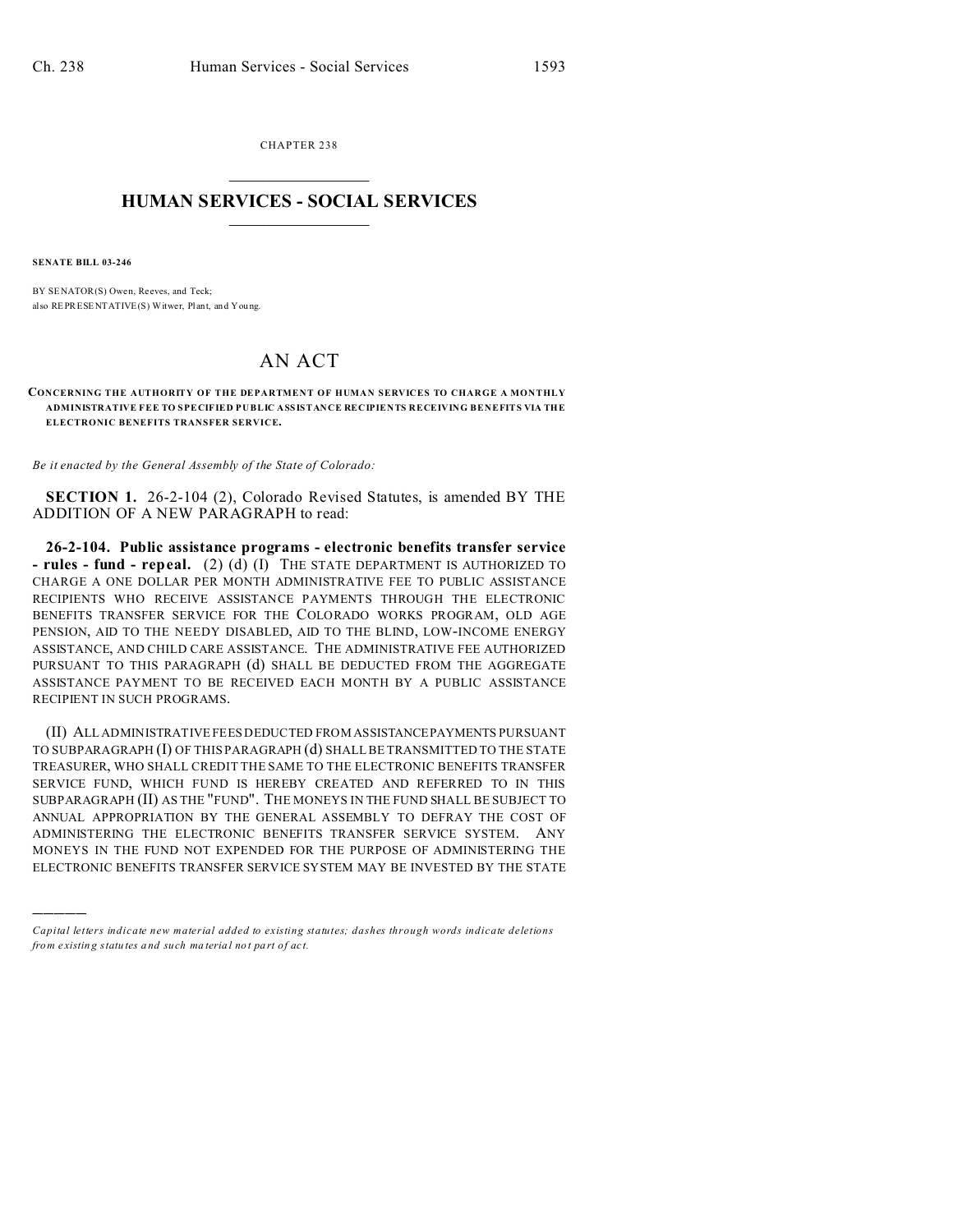CHAPTER 238

# HUMAN SERVICES - SOCIAL SERVICES

**SENATE BILL 03-246**

BY SENATOR(S) Owen, Reeves, and Teck;
also REPRESENTATIVE(S) Witwer, Plant, and Young.

## AN ACT

**CONCERNING THE AUTHORITY OF THE DEPARTMENT OF HUMAN SERVICES TO CHARGE A MONTHLY ADMINISTRATIVE FEE TO SPECIFIED PUBLIC ASSISTANCE RECIPIENTS RECEIVING BENEFITS VIA THE ELECTRONIC BENEFITS TRANSFER SERVICE.**

*Be it enacted by the General Assembly of the State of Colorado:*

**SECTION 1.** 26-2-104 (2), Colorado Revised Statutes, is amended BY THE ADDITION OF A NEW PARAGRAPH to read:

**26-2-104. Public assistance programs - electronic benefits transfer service - rules - fund - repeal.** (2) (d) (I) THE STATE DEPARTMENT IS AUTHORIZED TO CHARGE A ONE DOLLAR PER MONTH ADMINISTRATIVE FEE TO PUBLIC ASSISTANCE RECIPIENTS WHO RECEIVE ASSISTANCE PAYMENTS THROUGH THE ELECTRONIC BENEFITS TRANSFER SERVICE FOR THE COLORADO WORKS PROGRAM, OLD AGE PENSION, AID TO THE NEEDY DISABLED, AID TO THE BLIND, LOW-INCOME ENERGY ASSISTANCE, AND CHILD CARE ASSISTANCE. THE ADMINISTRATIVE FEE AUTHORIZED PURSUANT TO THIS PARAGRAPH (d) SHALL BE DEDUCTED FROM THE AGGREGATE ASSISTANCE PAYMENT TO BE RECEIVED EACH MONTH BY A PUBLIC ASSISTANCE RECIPIENT IN SUCH PROGRAMS.

(II) ALL ADMINISTRATIVE FEES DEDUCTED FROM ASSISTANCE PAYMENTS PURSUANT TO SUBPARAGRAPH (I) OF THIS PARAGRAPH (d) SHALL BE TRANSMITTED TO THE STATE TREASURER, WHO SHALL CREDIT THE SAME TO THE ELECTRONIC BENEFITS TRANSFER SERVICE FUND, WHICH FUND IS HEREBY CREATED AND REFERRED TO IN THIS SUBPARAGRAPH (II) AS THE "FUND". THE MONEYS IN THE FUND SHALL BE SUBJECT TO ANNUAL APPROPRIATION BY THE GENERAL ASSEMBLY TO DEFRAY THE COST OF ADMINISTERING THE ELECTRONIC BENEFITS TRANSFER SERVICE SYSTEM. ANY MONEYS IN THE FUND NOT EXPENDED FOR THE PURPOSE OF ADMINISTERING THE ELECTRONIC BENEFITS TRANSFER SERVICE SYSTEM MAY BE INVESTED BY THE STATE

---

*Capital letters indicate new material added to existing statutes; dashes through words indicate deletions from existing statutes and such material not part of act.*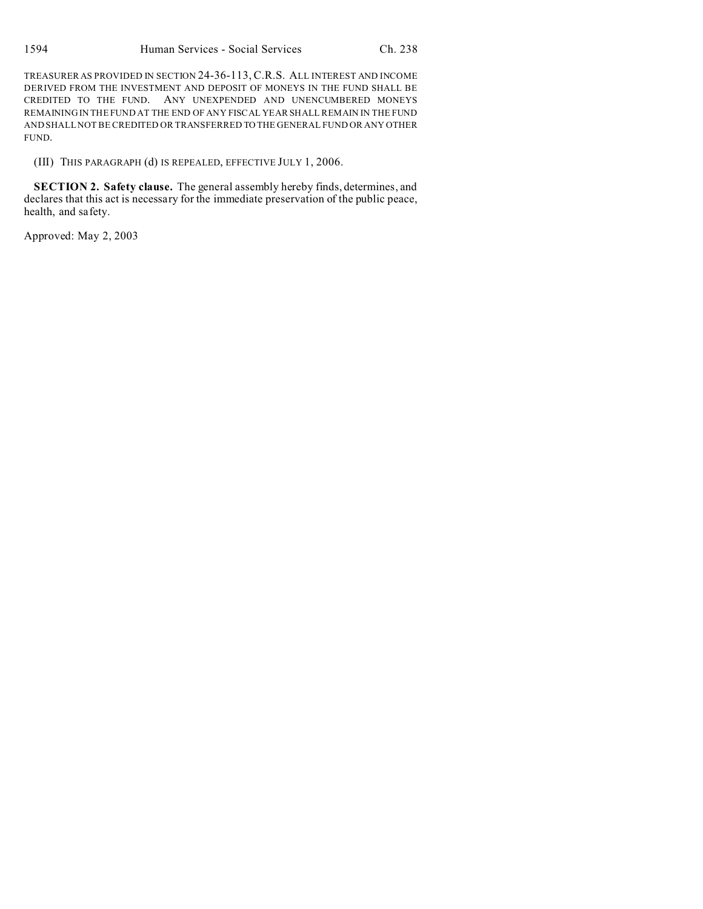TREASURER AS PROVIDED IN SECTION 24-36-113, C.R.S. ALL INTEREST AND INCOME DERIVED FROM THE INVESTMENT AND DEPOSIT OF MONEYS IN THE FUND SHALL BE CREDITED TO THE FUND. ANY UNEXPENDED AND UNENCUMBERED MONEYS REMAINING IN THE FUND AT THE END OF ANY FISCAL YEAR SHALL REMAIN IN THE FUND AND SHALL NOT BE CREDITED OR TRANSFERRED TO THE GENERAL FUND OR ANY OTHER FUND.

(III) THIS PARAGRAPH (d) IS REPEALED, EFFECTIVE JULY 1, 2006.

**SECTION 2. Safety clause.** The general assembly hereby finds, determines, and declares that this act is necessary for the immediate preservation of the public peace, health, and safety.

Approved: May 2, 2003